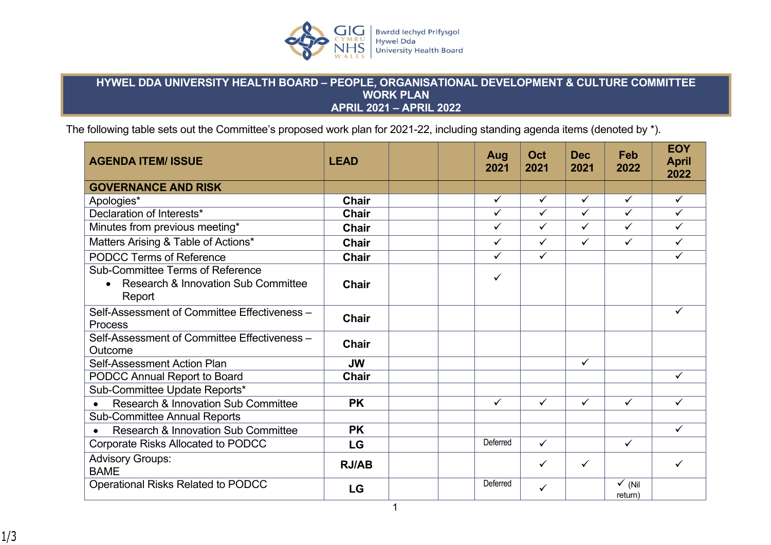# HYWEL DDA UNIVERSITY HEALTH BOARD – PEOPLE, ORGANISATIONAL DEVELOPMENT & CULTURE COMMITTEE WORK PLAN APRIL 2021 – APRIL 2022

The following table sets out the Committee's proposed work plan for 2021-22, including standing agenda items (denoted by *).

| AGENDA ITEM/ ISSUE | LEAD | | | Aug 2021 | Oct 2021 | Dec 2021 | Feb 2022 | EOY April 2022 |
|---|---|---|---|---|---|---|---|---|
| **GOVERNANCE AND RISK** | | | | | | | | |
| Apologies* | **Chair** | | | ✓ | ✓ | ✓ | ✓ | ✓ |
| Declaration of Interests* | **Chair** | | | ✓ | ✓ | ✓ | ✓ | ✓ |
| Minutes from previous meeting* | **Chair** | | | ✓ | ✓ | ✓ | ✓ | ✓ |
| Matters Arising & Table of Actions* | **Chair** | | | ✓ | ✓ | ✓ | ✓ | ✓ |
| PODCC Terms of Reference | **Chair** | | | ✓ | ✓ | | | ✓ |
| Sub-Committee Terms of Reference<br>• Research & Innovation Sub Committee Report | **Chair** | | | ✓ | | | | |
| Self-Assessment of Committee Effectiveness – Process | **Chair** | | | | | | | ✓ |
| Self-Assessment of Committee Effectiveness – Outcome | **Chair** | | | | | | | |
| Self-Assessment Action Plan | **JW** | | | | | ✓ | | |
| PODCC Annual Report to Board | **Chair** | | | | | | | ✓ |
| Sub-Committee Update Reports* | | | | | | | | |
| • Research & Innovation Sub Committee | **PK** | | | ✓ | ✓ | ✓ | ✓ | ✓ |
| Sub-Committee Annual Reports | | | | | | | | |
| • Research & Innovation Sub Committee | **PK** | | | | | | | ✓ |
| Corporate Risks Allocated to PODCC | **LG** | | | Deferred | ✓ | | ✓ | |
| Advisory Groups:<br>BAME | **RJ/AB** | | | | ✓ | ✓ | | ✓ |
| Operational Risks Related to PODCC | **LG** | | | Deferred | ✓ | | ✓ (Nil return) | |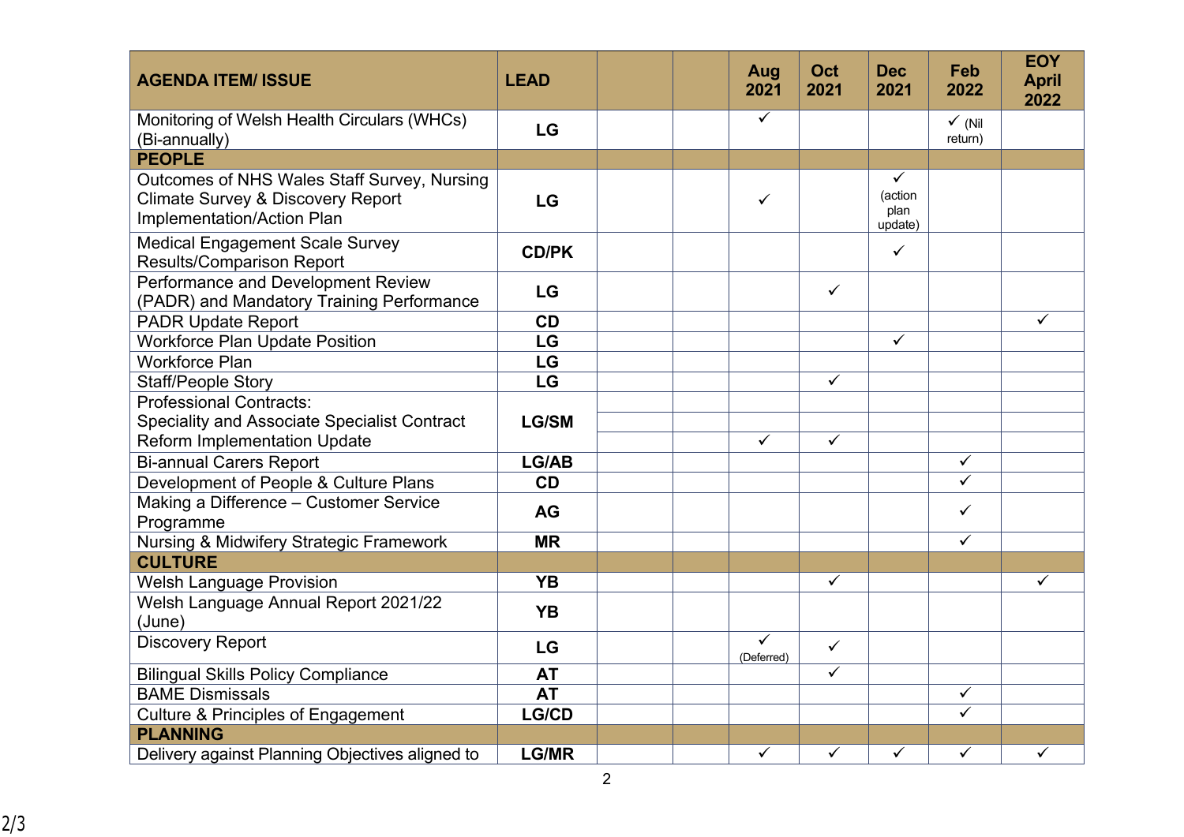| AGENDA ITEM/ ISSUE | LEAD | | | Aug 2021 | Oct 2021 | Dec 2021 | Feb 2022 | EOY April 2022 |
|---|---|---|---|---|---|---|---|---|
| Monitoring of Welsh Health Circulars (WHCs) (Bi-annually) | LG | | | ✓ | | | ✓ (Nil return) | |
| **PEOPLE** | | | | | | | | |
| Outcomes of NHS Wales Staff Survey, Nursing Climate Survey & Discovery Report Implementation/Action Plan | LG | | | ✓ | | ✓ (action plan update) | | |
| Medical Engagement Scale Survey Results/Comparison Report | CD/PK | | | | | ✓ | | |
| Performance and Development Review (PADR) and Mandatory Training Performance | LG | | | | ✓ | | | |
| PADR Update Report | CD | | | | | | | ✓ |
| Workforce Plan Update Position | LG | | | | | ✓ | | |
| Workforce Plan | LG | | | | | | | |
| Staff/People Story | LG | | | | ✓ | | | |
| Professional Contracts: Speciality and Associate Specialist Contract Reform Implementation Update | LG/SM | | | ✓ | ✓ | | | |
| Bi-annual Carers Report | LG/AB | | | | | | ✓ | |
| Development of People & Culture Plans | CD | | | | | | ✓ | |
| Making a Difference – Customer Service Programme | AG | | | | | | ✓ | |
| Nursing & Midwifery Strategic Framework | MR | | | | | | ✓ | |
| **CULTURE** | | | | | | | | |
| Welsh Language Provision | YB | | | | ✓ | | | ✓ |
| Welsh Language Annual Report 2021/22 (June) | YB | | | | | | | |
| Discovery Report | LG | | | ✓ (Deferred) | ✓ | | | |
| Bilingual Skills Policy Compliance | AT | | | | ✓ | | | |
| BAME Dismissals | AT | | | | | | ✓ | |
| Culture & Principles of Engagement | LG/CD | | | | | | ✓ | |
| **PLANNING** | | | | | | | | |
| Delivery against Planning Objectives aligned to | LG/MR | | | ✓ | ✓ | ✓ | ✓ | ✓ |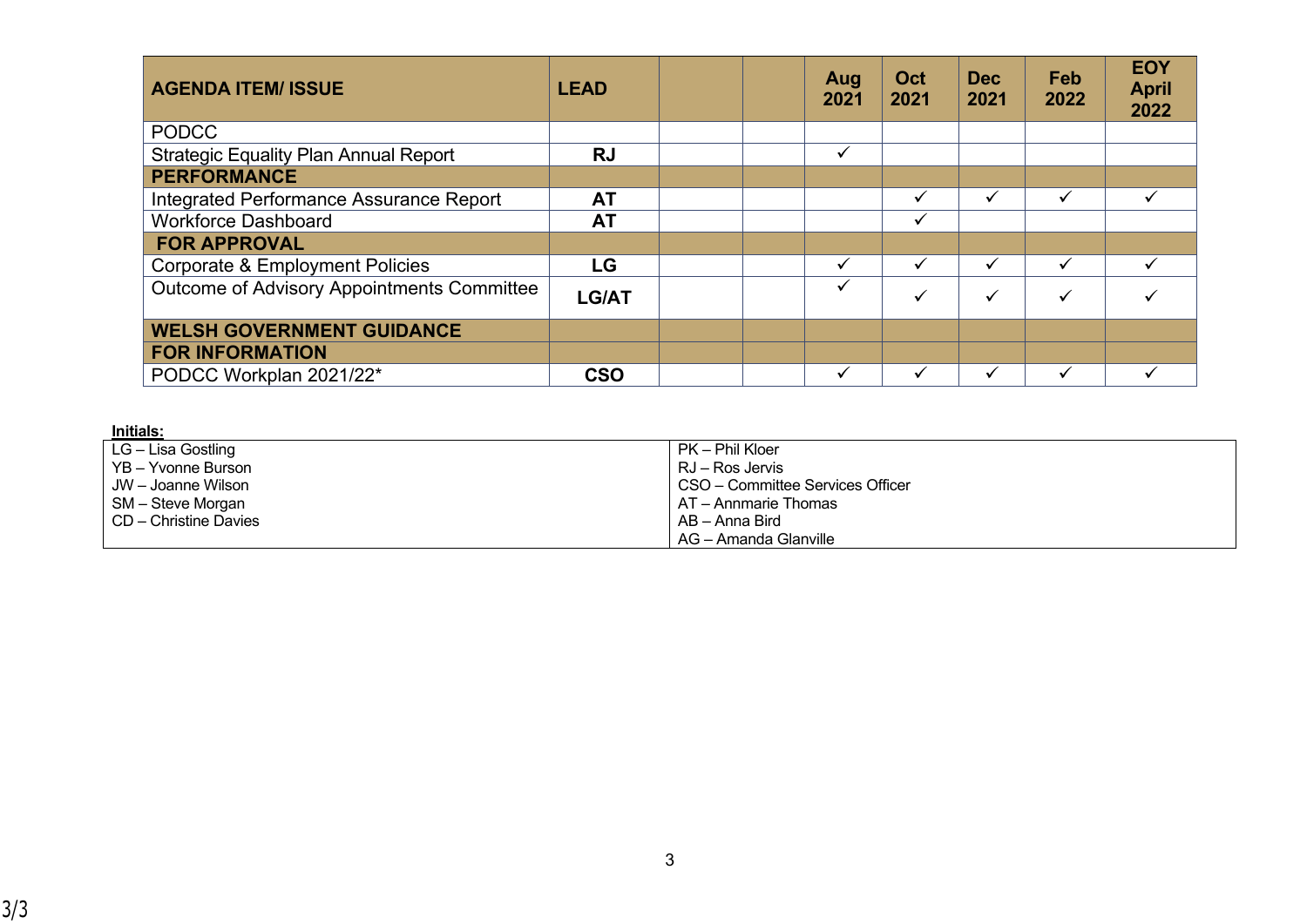| AGENDA ITEM/ ISSUE | LEAD | | | Aug 2021 | Oct 2021 | Dec 2021 | Feb 2022 | EOY April 2022 |
|---|---|---|---|---|---|---|---|---|
| PODCC | | | | | | | | |
| Strategic Equality Plan Annual Report | **RJ** | | | ✓ | | | | |
| **PERFORMANCE** | | | | | | | | |
| Integrated Performance Assurance Report | **AT** | | | | ✓ | ✓ | ✓ | ✓ |
| Workforce Dashboard | **AT** | | | | ✓ | | | |
| **FOR APPROVAL** | | | | | | | | |
| Corporate & Employment Policies | **LG** | | | ✓ | ✓ | ✓ | ✓ | ✓ |
| Outcome of Advisory Appointments Committee | **LG/AT** | | | ✓ | ✓ | ✓ | ✓ | ✓ |
| **WELSH GOVERNMENT GUIDANCE** | | | | | | | | |
| **FOR INFORMATION** | | | | | | | | |
| PODCC Workplan 2021/22* | **CSO** | | | ✓ | ✓ | ✓ | ✓ | ✓ |

**Initials:**

| | |
|---|---|
| LG – Lisa Gostling | PK – Phil Kloer |
| YB – Yvonne Burson | RJ – Ros Jervis |
| JW – Joanne Wilson | CSO – Committee Services Officer |
| SM – Steve Morgan | AT – Annmarie Thomas |
| CD – Christine Davies | AB – Anna Bird |
| | AG – Amanda Glanville |